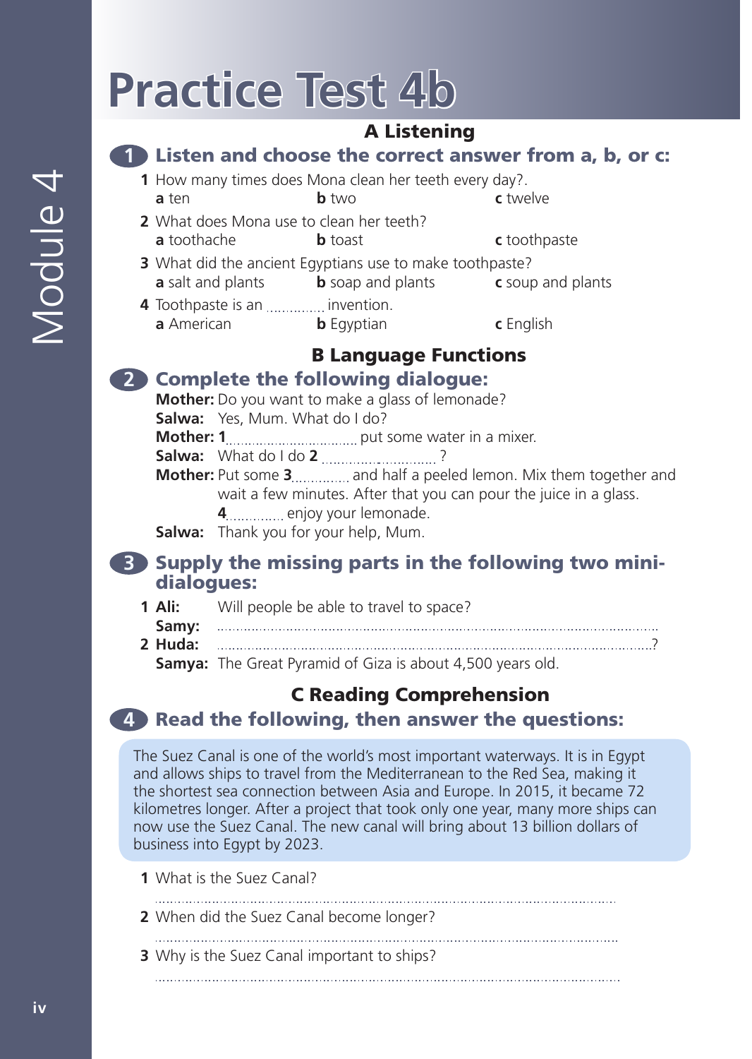# Practice Test 4b

## A Listening

### 1 Listen and choose the correct answer from a, b, or c:

1 How many times does Mona clean her teeth every day?.
**a** ten **b** two **c** twelve

2 What does Mona use to clean her teeth?
**a** toothache **b** toast **c** toothpaste

3 What did the ancient Egyptians use to make toothpaste?
**a** salt and plants **b** soap and plants **c** soup and plants

4 Toothpaste is an .............. invention.
**a** American **b** Egyptian **c** English

## B Language Functions

### 2 Complete the following dialogue:

**Mother:** Do you want to make a glass of lemonade?
**Salwa:** Yes, Mum. What do I do?
**Mother:** **1**................................ put some water in a mixer.
**Salwa:** What do I do **2** ............................. ?
**Mother:** Put some **3**............. and half a peeled lemon. Mix them together and wait a few minutes. After that you can pour the juice in a glass.
**4**............. enjoy your lemonade.
**Salwa:** Thank you for your help, Mum.

### 3 Supply the missing parts in the following two mini-dialogues:

1 **Ali:** Will people be able to travel to space?
**Samy:** ..........................................................................................................

2 **Huda:** ..........................................................................................................?
**Samya:** The Great Pyramid of Giza is about 4,500 years old.

## C Reading Comprehension

### 4 Read the following, then answer the questions:

The Suez Canal is one of the world's most important waterways. It is in Egypt and allows ships to travel from the Mediterranean to the Red Sea, making it the shortest sea connection between Asia and Europe. In 2015, it became 72 kilometres longer. After a project that took only one year, many more ships can now use the Suez Canal. The new canal will bring about 13 billion dollars of business into Egypt by 2023.

1 What is the Suez Canal?
..........................................................................................................

2 When did the Suez Canal become longer?
..........................................................................................................

3 Why is the Suez Canal important to ships?
..........................................................................................................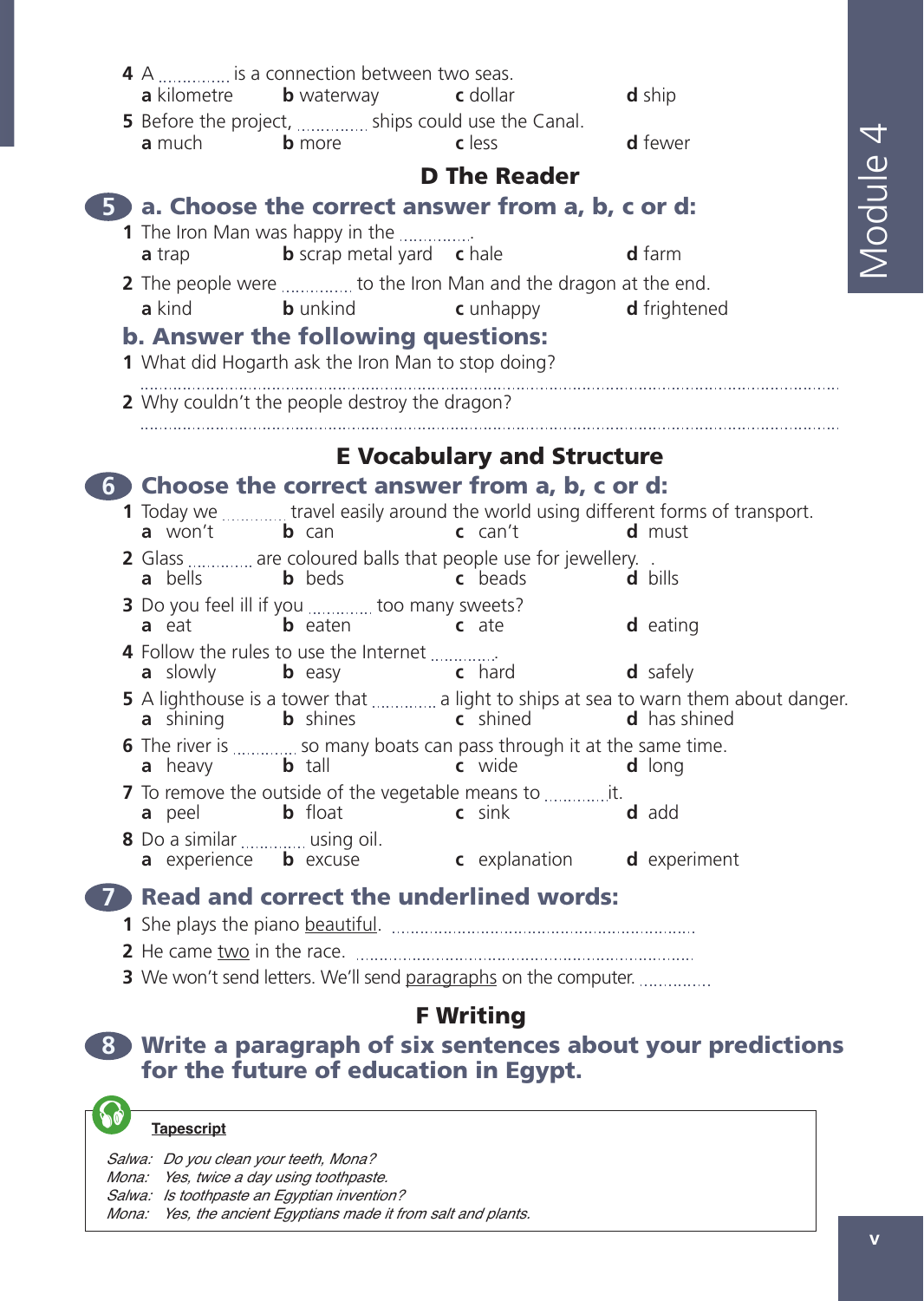4 A .............. is a connection between two seas.
a kilometre  b waterway  c dollar  d ship

5 Before the project, .............. ships could use the Canal.
a much  b more  c less  d fewer

## D The Reader

### 5 a. Choose the correct answer from a, b, c or d:

1 The Iron Man was happy in the ..............
a trap  b scrap metal yard  c hale  d farm

2 The people were .............. to the Iron Man and the dragon at the end.
a kind  b unkind  c unhappy  d frightened

### b. Answer the following questions:

1 What did Hogarth ask the Iron Man to stop doing?

..............................................................................................................................................

2 Why couldn't the people destroy the dragon?

..............................................................................................................................................

## E Vocabulary and Structure

### 6 Choose the correct answer from a, b, c or d:

1 Today we .............. travel easily around the world using different forms of transport.
a won't  b can  c can't  d must

2 Glass .............. are coloured balls that people use for jewellery.
a bells  b beds  c beads  d bills

3 Do you feel ill if you .............. too many sweets?
a eat  b eaten  c ate  d eating

4 Follow the rules to use the Internet ..............
a slowly  b easy  c hard  d safely

5 A lighthouse is a tower that .............. a light to ships at sea to warn them about danger.
a shining  b shines  c shined  d has shined

6 The river is .............. so many boats can pass through it at the same time.
a heavy  b tall  c wide  d long

7 To remove the outside of the vegetable means to ..............it.
a peel  b float  c sink  d add

8 Do a similar .............. using oil.
a experience  b excuse  c explanation  d experiment

### 7 Read and correct the underlined words:

1 She plays the piano <u>beautiful</u>. ..............................................................

2 He came <u>two</u> in the race. ..............................................................

3 We won't send letters. We'll send <u>paragraphs</u> on the computer. ..............

## F Writing

### 8 Write a paragraph of six sentences about your predictions for the future of education in Egypt.

**Tapescript**

*Salwa: Do you clean your teeth, Mona?*
*Mona: Yes, twice a day using toothpaste.*
*Salwa: Is toothpaste an Egyptian invention?*
*Mona: Yes, the ancient Egyptians made it from salt and plants.*